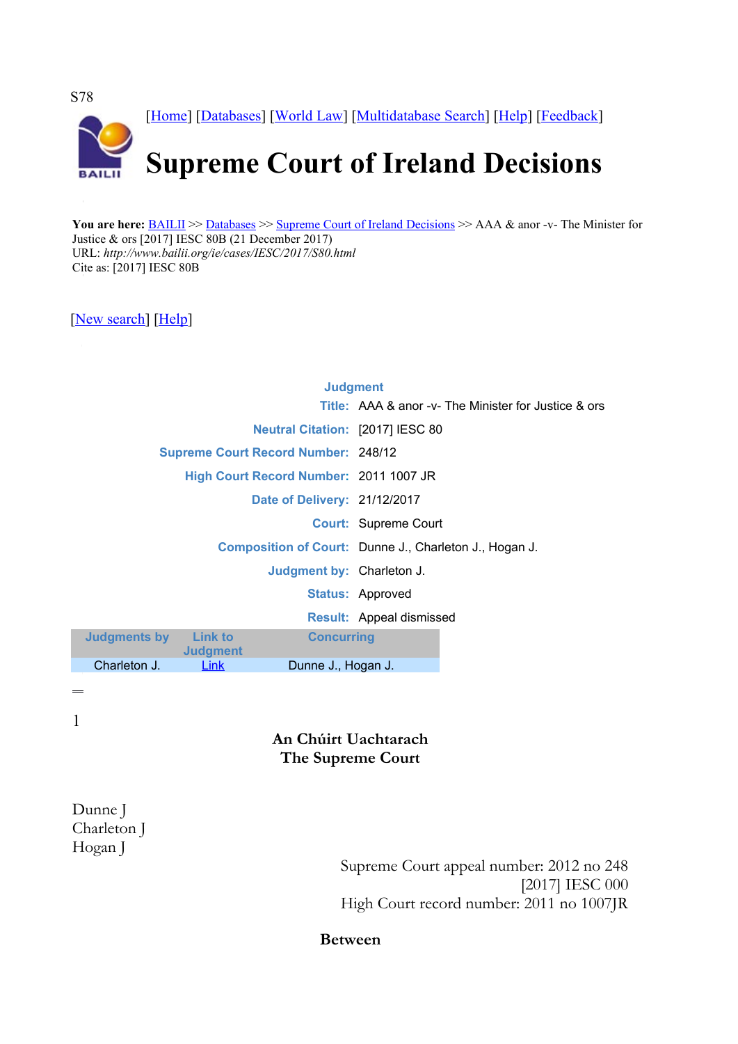S78

[Home] [Databases] [World Law] [Multidatabase Search] [Help] [Feedback]

# Supreme Court of Ireland Decisions

**You are here:** BAILII >> Databases >> Supreme Court of Ireland Decisions >> AAA & anor -v- The Minister for Justice & ors [2017] IESC 80B (21 December 2017)
URL: *http://www.bailii.org/ie/cases/IESC/2017/S80.html*
Cite as: [2017] IESC 80B

[New search] [Help]

| **Judgment** | |
|---|---|
| **Title:** | AAA & anor -v- The Minister for Justice & ors |
| **Neutral Citation:** | [2017] IESC 80 |
| **Supreme Court Record Number:** | 248/12 |
| **High Court Record Number:** | 2011 1007 JR |
| **Date of Delivery:** | 21/12/2017 |
| **Court:** | Supreme Court |
| **Composition of Court:** | Dunne J., Charleton J., Hogan J. |
| **Judgment by:** | Charleton J. |
| **Status:** | Approved |
| **Result:** | Appeal dismissed |

| Judgments by | Link to Judgment | Concurring |
|---|---|---|
| Charleton J. | Link | Dunne J., Hogan J. |

1

**An Chúirt Uachtarach**
**The Supreme Court**

Dunne J
Charleton J
Hogan J

Supreme Court appeal number: 2012 no 248
[2017] IESC 000
High Court record number: 2011 no 1007JR

**Between**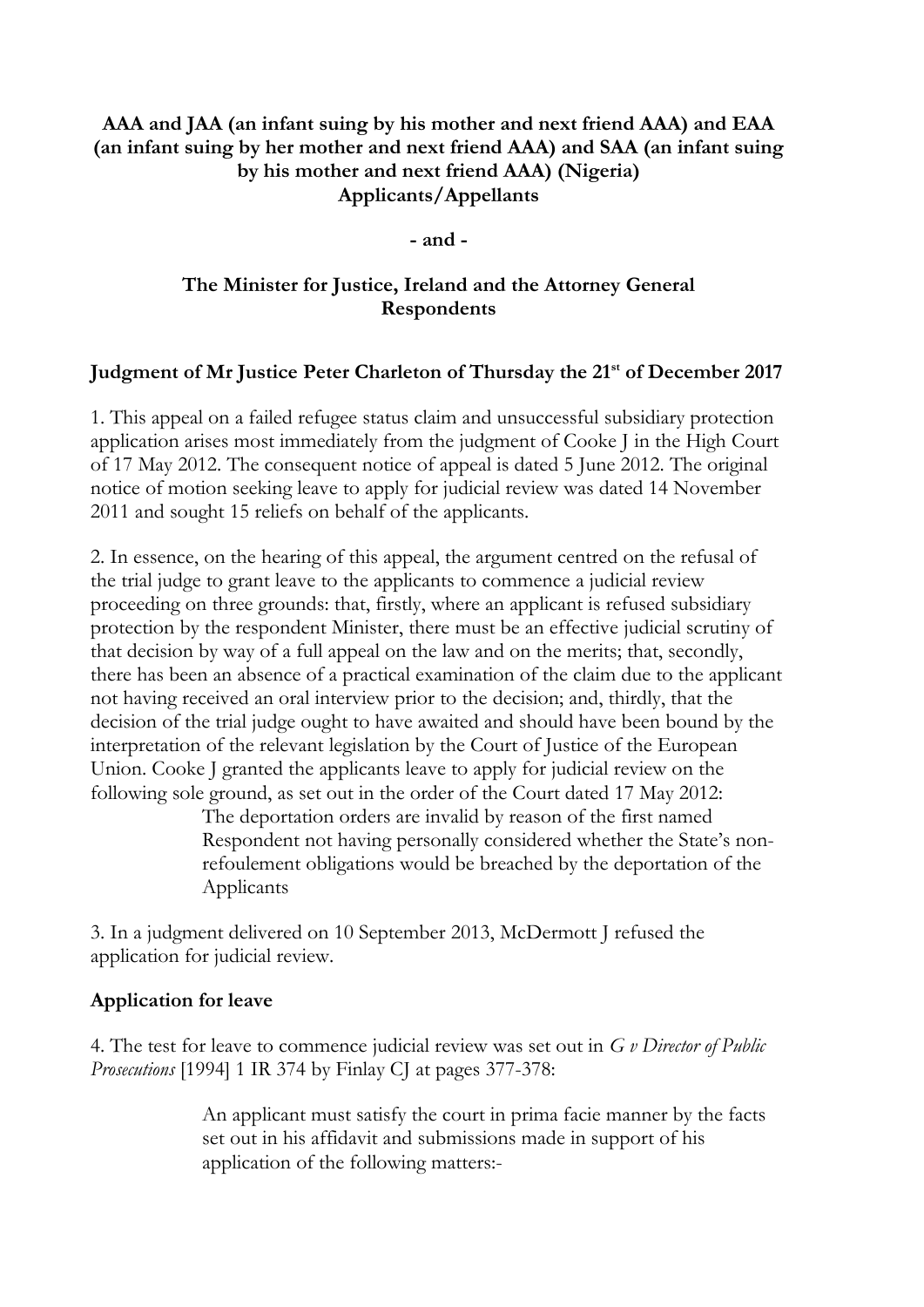**AAA and JAA (an infant suing by his mother and next friend AAA) and EAA (an infant suing by her mother and next friend AAA) and SAA (an infant suing by his mother and next friend AAA) (Nigeria)**
**Applicants/Appellants**

**- and -**

**The Minister for Justice, Ireland and the Attorney General**
**Respondents**

## Judgment of Mr Justice Peter Charleton of Thursday the 21st of December 2017

1. This appeal on a failed refugee status claim and unsuccessful subsidiary protection application arises most immediately from the judgment of Cooke J in the High Court of 17 May 2012. The consequent notice of appeal is dated 5 June 2012. The original notice of motion seeking leave to apply for judicial review was dated 14 November 2011 and sought 15 reliefs on behalf of the applicants.

2. In essence, on the hearing of this appeal, the argument centred on the refusal of the trial judge to grant leave to the applicants to commence a judicial review proceeding on three grounds: that, firstly, where an applicant is refused subsidiary protection by the respondent Minister, there must be an effective judicial scrutiny of that decision by way of a full appeal on the law and on the merits; that, secondly, there has been an absence of a practical examination of the claim due to the applicant not having received an oral interview prior to the decision; and, thirdly, that the decision of the trial judge ought to have awaited and should have been bound by the interpretation of the relevant legislation by the Court of Justice of the European Union. Cooke J granted the applicants leave to apply for judicial review on the following sole ground, as set out in the order of the Court dated 17 May 2012:

> The deportation orders are invalid by reason of the first named Respondent not having personally considered whether the State's non-refoulement obligations would be breached by the deportation of the Applicants

3. In a judgment delivered on 10 September 2013, McDermott J refused the application for judicial review.

## Application for leave

4. The test for leave to commence judicial review was set out in *G v Director of Public Prosecutions* [1994] 1 IR 374 by Finlay CJ at pages 377-378:

> An applicant must satisfy the court in prima facie manner by the facts set out in his affidavit and submissions made in support of his application of the following matters:-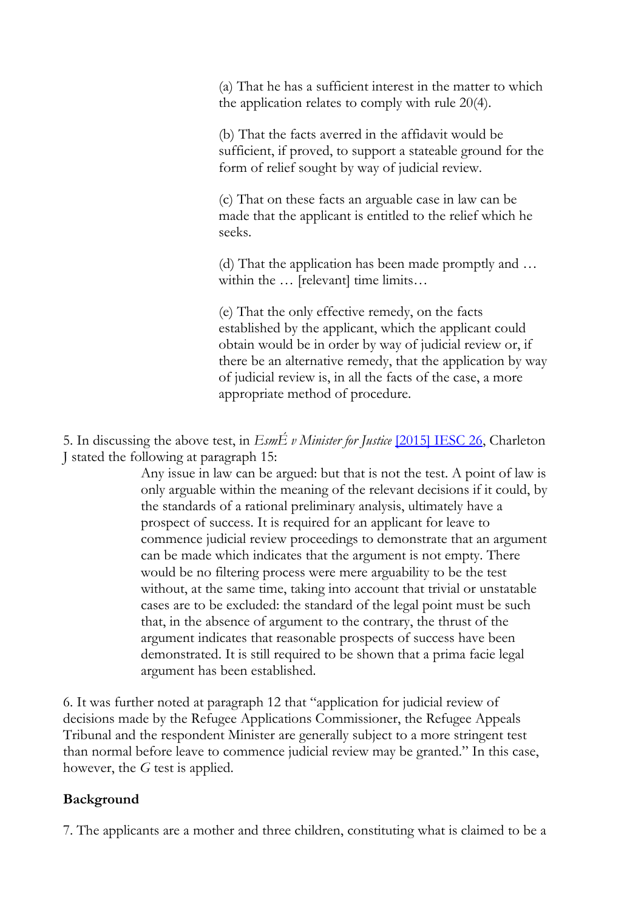> (a) That he has a sufficient interest in the matter to which the application relates to comply with rule 20(4).
>
> (b) That the facts averred in the affidavit would be sufficient, if proved, to support a stateable ground for the form of relief sought by way of judicial review.
>
> (c) That on these facts an arguable case in law can be made that the applicant is entitled to the relief which he seeks.
>
> (d) That the application has been made promptly and … within the … [relevant] time limits…
>
> (e) That the only effective remedy, on the facts established by the applicant, which the applicant could obtain would be in order by way of judicial review or, if there be an alternative remedy, that the application by way of judicial review is, in all the facts of the case, a more appropriate method of procedure.

5. In discussing the above test, in *EsmÉ v Minister for Justice* [2015] IESC 26, Charleton J stated the following at paragraph 15:

> Any issue in law can be argued: but that is not the test. A point of law is only arguable within the meaning of the relevant decisions if it could, by the standards of a rational preliminary analysis, ultimately have a prospect of success. It is required for an applicant for leave to commence judicial review proceedings to demonstrate that an argument can be made which indicates that the argument is not empty. There would be no filtering process were mere arguability to be the test without, at the same time, taking into account that trivial or unstatable cases are to be excluded: the standard of the legal point must be such that, in the absence of argument to the contrary, the thrust of the argument indicates that reasonable prospects of success have been demonstrated. It is still required to be shown that a prima facie legal argument has been established.

6. It was further noted at paragraph 12 that "application for judicial review of decisions made by the Refugee Applications Commissioner, the Refugee Appeals Tribunal and the respondent Minister are generally subject to a more stringent test than normal before leave to commence judicial review may be granted." In this case, however, the *G* test is applied.

## Background

7. The applicants are a mother and three children, constituting what is claimed to be a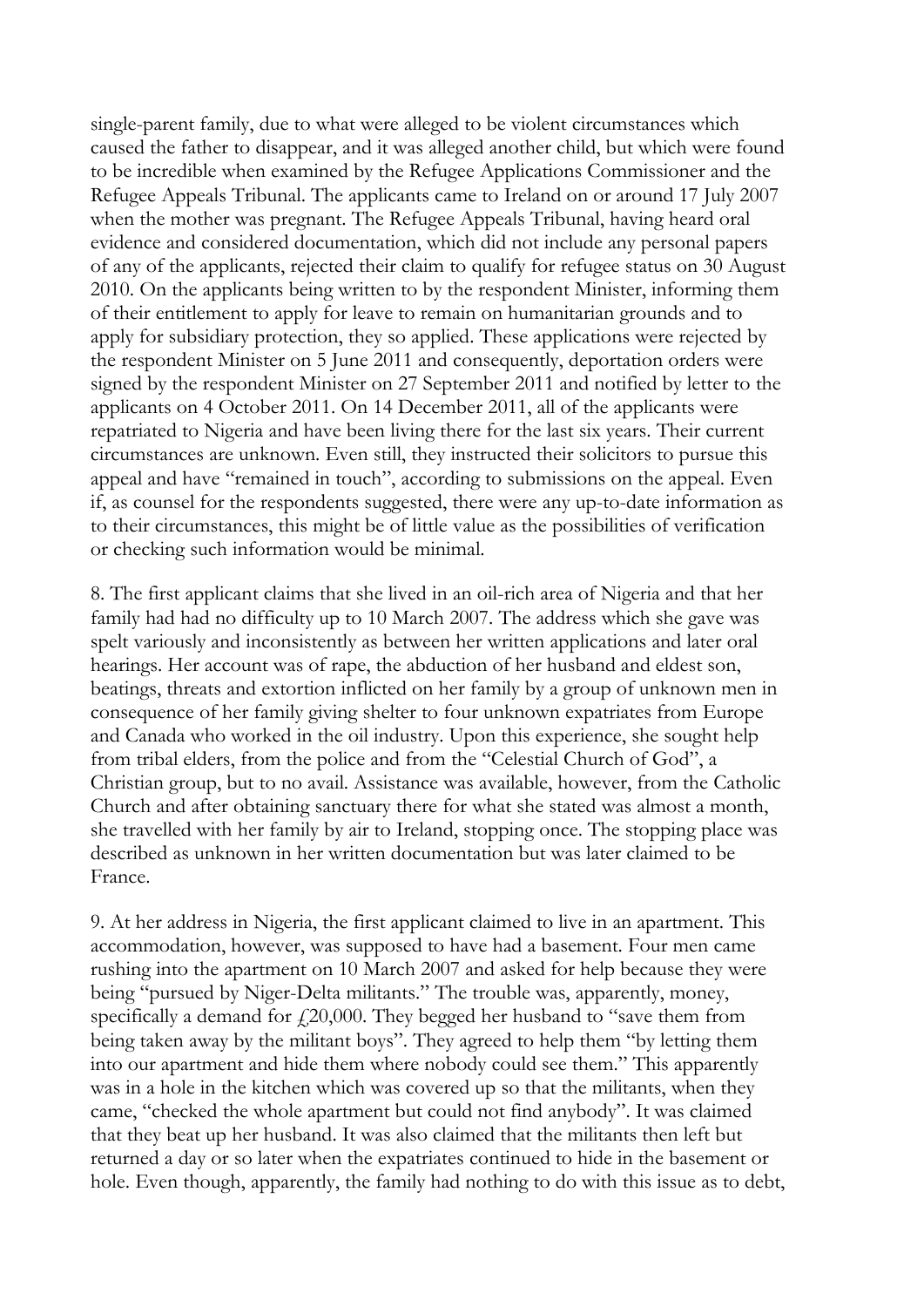single-parent family, due to what were alleged to be violent circumstances which caused the father to disappear, and it was alleged another child, but which were found to be incredible when examined by the Refugee Applications Commissioner and the Refugee Appeals Tribunal. The applicants came to Ireland on or around 17 July 2007 when the mother was pregnant. The Refugee Appeals Tribunal, having heard oral evidence and considered documentation, which did not include any personal papers of any of the applicants, rejected their claim to qualify for refugee status on 30 August 2010. On the applicants being written to by the respondent Minister, informing them of their entitlement to apply for leave to remain on humanitarian grounds and to apply for subsidiary protection, they so applied. These applications were rejected by the respondent Minister on 5 June 2011 and consequently, deportation orders were signed by the respondent Minister on 27 September 2011 and notified by letter to the applicants on 4 October 2011. On 14 December 2011, all of the applicants were repatriated to Nigeria and have been living there for the last six years. Their current circumstances are unknown. Even still, they instructed their solicitors to pursue this appeal and have "remained in touch", according to submissions on the appeal. Even if, as counsel for the respondents suggested, there were any up-to-date information as to their circumstances, this might be of little value as the possibilities of verification or checking such information would be minimal.

8. The first applicant claims that she lived in an oil-rich area of Nigeria and that her family had had no difficulty up to 10 March 2007. The address which she gave was spelt variously and inconsistently as between her written applications and later oral hearings. Her account was of rape, the abduction of her husband and eldest son, beatings, threats and extortion inflicted on her family by a group of unknown men in consequence of her family giving shelter to four unknown expatriates from Europe and Canada who worked in the oil industry. Upon this experience, she sought help from tribal elders, from the police and from the "Celestial Church of God", a Christian group, but to no avail. Assistance was available, however, from the Catholic Church and after obtaining sanctuary there for what she stated was almost a month, she travelled with her family by air to Ireland, stopping once. The stopping place was described as unknown in her written documentation but was later claimed to be France.

9. At her address in Nigeria, the first applicant claimed to live in an apartment. This accommodation, however, was supposed to have had a basement. Four men came rushing into the apartment on 10 March 2007 and asked for help because they were being "pursued by Niger-Delta militants." The trouble was, apparently, money, specifically a demand for £20,000. They begged her husband to "save them from being taken away by the militant boys". They agreed to help them "by letting them into our apartment and hide them where nobody could see them." This apparently was in a hole in the kitchen which was covered up so that the militants, when they came, "checked the whole apartment but could not find anybody". It was claimed that they beat up her husband. It was also claimed that the militants then left but returned a day or so later when the expatriates continued to hide in the basement or hole. Even though, apparently, the family had nothing to do with this issue as to debt,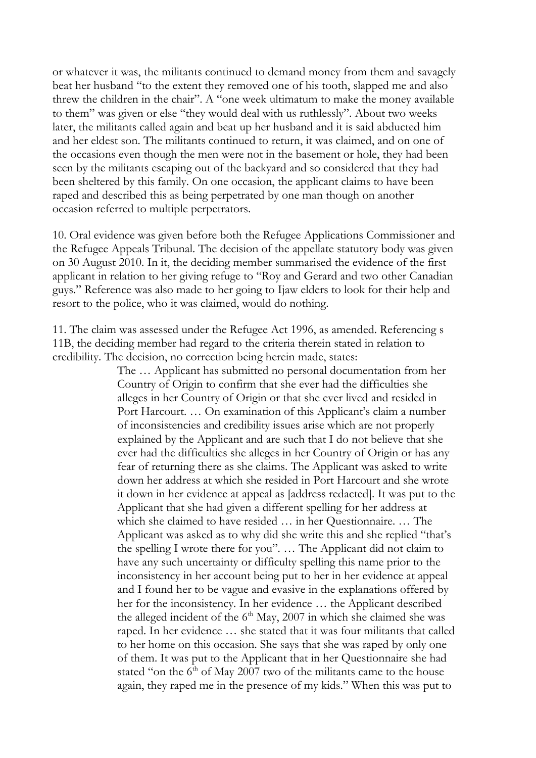or whatever it was, the militants continued to demand money from them and savagely beat her husband "to the extent they removed one of his tooth, slapped me and also threw the children in the chair". A "one week ultimatum to make the money available to them" was given or else "they would deal with us ruthlessly". About two weeks later, the militants called again and beat up her husband and it is said abducted him and her eldest son. The militants continued to return, it was claimed, and on one of the occasions even though the men were not in the basement or hole, they had been seen by the militants escaping out of the backyard and so considered that they had been sheltered by this family. On one occasion, the applicant claims to have been raped and described this as being perpetrated by one man though on another occasion referred to multiple perpetrators.

10. Oral evidence was given before both the Refugee Applications Commissioner and the Refugee Appeals Tribunal. The decision of the appellate statutory body was given on 30 August 2010. In it, the deciding member summarised the evidence of the first applicant in relation to her giving refuge to "Roy and Gerard and two other Canadian guys." Reference was also made to her going to Ijaw elders to look for their help and resort to the police, who it was claimed, would do nothing.

11. The claim was assessed under the Refugee Act 1996, as amended. Referencing s 11B, the deciding member had regard to the criteria therein stated in relation to credibility. The decision, no correction being herein made, states:

> The … Applicant has submitted no personal documentation from her Country of Origin to confirm that she ever had the difficulties she alleges in her Country of Origin or that she ever lived and resided in Port Harcourt. … On examination of this Applicant's claim a number of inconsistencies and credibility issues arise which are not properly explained by the Applicant and are such that I do not believe that she ever had the difficulties she alleges in her Country of Origin or has any fear of returning there as she claims. The Applicant was asked to write down her address at which she resided in Port Harcourt and she wrote it down in her evidence at appeal as [address redacted]. It was put to the Applicant that she had given a different spelling for her address at which she claimed to have resided … in her Questionnaire. … The Applicant was asked as to why did she write this and she replied "that's the spelling I wrote there for you". … The Applicant did not claim to have any such uncertainty or difficulty spelling this name prior to the inconsistency in her account being put to her in her evidence at appeal and I found her to be vague and evasive in the explanations offered by her for the inconsistency. In her evidence … the Applicant described the alleged incident of the 6th May, 2007 in which she claimed she was raped. In her evidence … she stated that it was four militants that called to her home on this occasion. She says that she was raped by only one of them. It was put to the Applicant that in her Questionnaire she had stated "on the 6th of May 2007 two of the militants came to the house again, they raped me in the presence of my kids." When this was put to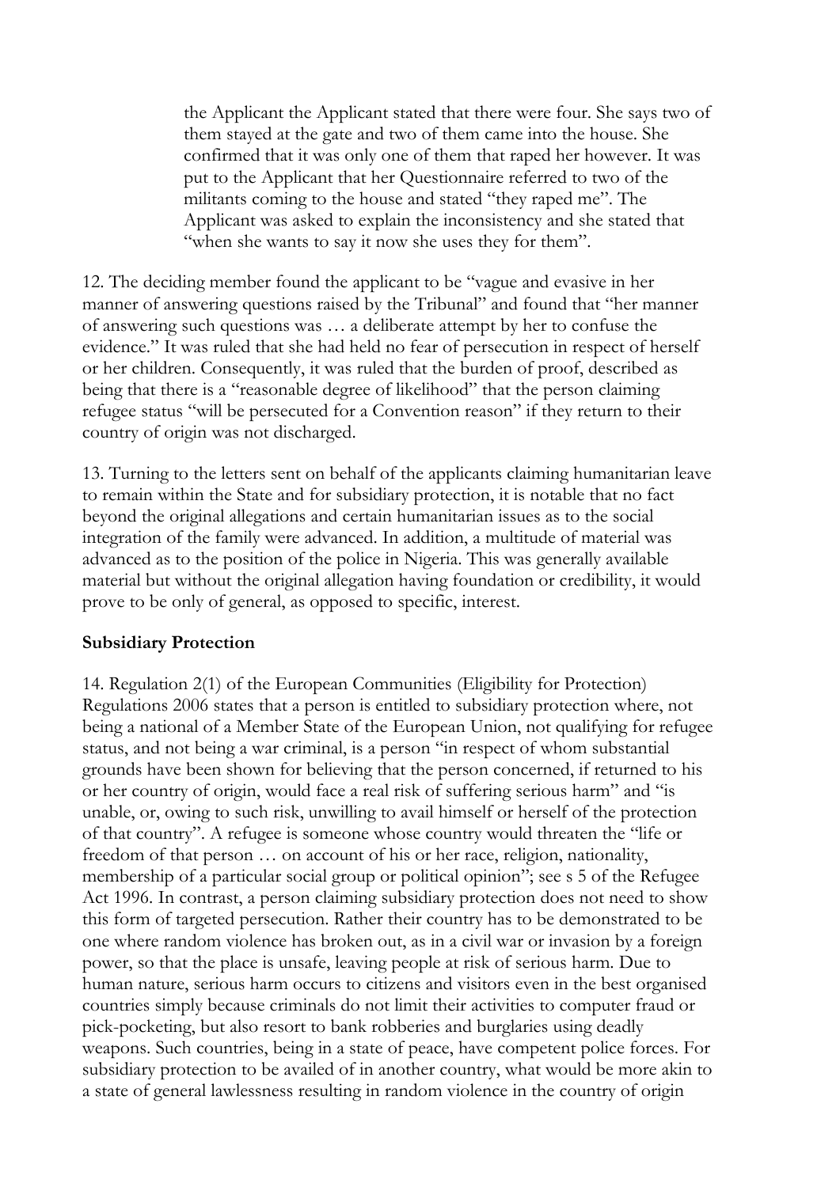> the Applicant the Applicant stated that there were four. She says two of them stayed at the gate and two of them came into the house. She confirmed that it was only one of them that raped her however. It was put to the Applicant that her Questionnaire referred to two of the militants coming to the house and stated "they raped me". The Applicant was asked to explain the inconsistency and she stated that "when she wants to say it now she uses they for them".

12. The deciding member found the applicant to be "vague and evasive in her manner of answering questions raised by the Tribunal" and found that "her manner of answering such questions was … a deliberate attempt by her to confuse the evidence." It was ruled that she had held no fear of persecution in respect of herself or her children. Consequently, it was ruled that the burden of proof, described as being that there is a "reasonable degree of likelihood" that the person claiming refugee status "will be persecuted for a Convention reason" if they return to their country of origin was not discharged.

13. Turning to the letters sent on behalf of the applicants claiming humanitarian leave to remain within the State and for subsidiary protection, it is notable that no fact beyond the original allegations and certain humanitarian issues as to the social integration of the family were advanced. In addition, a multitude of material was advanced as to the position of the police in Nigeria. This was generally available material but without the original allegation having foundation or credibility, it would prove to be only of general, as opposed to specific, interest.

**Subsidiary Protection**

14. Regulation 2(1) of the European Communities (Eligibility for Protection) Regulations 2006 states that a person is entitled to subsidiary protection where, not being a national of a Member State of the European Union, not qualifying for refugee status, and not being a war criminal, is a person "in respect of whom substantial grounds have been shown for believing that the person concerned, if returned to his or her country of origin, would face a real risk of suffering serious harm" and "is unable, or, owing to such risk, unwilling to avail himself or herself of the protection of that country". A refugee is someone whose country would threaten the "life or freedom of that person … on account of his or her race, religion, nationality, membership of a particular social group or political opinion"; see s 5 of the Refugee Act 1996. In contrast, a person claiming subsidiary protection does not need to show this form of targeted persecution. Rather their country has to be demonstrated to be one where random violence has broken out, as in a civil war or invasion by a foreign power, so that the place is unsafe, leaving people at risk of serious harm. Due to human nature, serious harm occurs to citizens and visitors even in the best organised countries simply because criminals do not limit their activities to computer fraud or pick-pocketing, but also resort to bank robberies and burglaries using deadly weapons. Such countries, being in a state of peace, have competent police forces. For subsidiary protection to be availed of in another country, what would be more akin to a state of general lawlessness resulting in random violence in the country of origin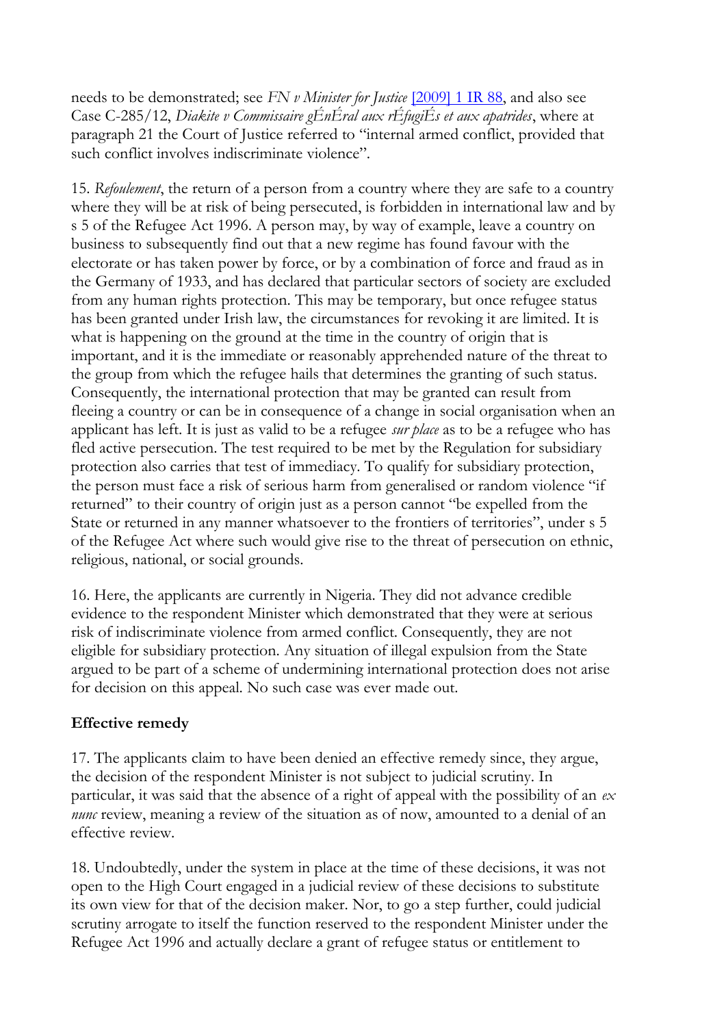needs to be demonstrated; see *FN v Minister for Justice* [2009] 1 IR 88, and also see Case C-285/12, *Diakite v Commissaire gÉnÉral aux rÉfugiÉs et aux apatrides*, where at paragraph 21 the Court of Justice referred to "internal armed conflict, provided that such conflict involves indiscriminate violence".

15. *Refoulement*, the return of a person from a country where they are safe to a country where they will be at risk of being persecuted, is forbidden in international law and by s 5 of the Refugee Act 1996. A person may, by way of example, leave a country on business to subsequently find out that a new regime has found favour with the electorate or has taken power by force, or by a combination of force and fraud as in the Germany of 1933, and has declared that particular sectors of society are excluded from any human rights protection. This may be temporary, but once refugee status has been granted under Irish law, the circumstances for revoking it are limited. It is what is happening on the ground at the time in the country of origin that is important, and it is the immediate or reasonably apprehended nature of the threat to the group from which the refugee hails that determines the granting of such status. Consequently, the international protection that may be granted can result from fleeing a country or can be in consequence of a change in social organisation when an applicant has left. It is just as valid to be a refugee *sur place* as to be a refugee who has fled active persecution. The test required to be met by the Regulation for subsidiary protection also carries that test of immediacy. To qualify for subsidiary protection, the person must face a risk of serious harm from generalised or random violence "if returned" to their country of origin just as a person cannot "be expelled from the State or returned in any manner whatsoever to the frontiers of territories", under s 5 of the Refugee Act where such would give rise to the threat of persecution on ethnic, religious, national, or social grounds.

16. Here, the applicants are currently in Nigeria. They did not advance credible evidence to the respondent Minister which demonstrated that they were at serious risk of indiscriminate violence from armed conflict. Consequently, they are not eligible for subsidiary protection. Any situation of illegal expulsion from the State argued to be part of a scheme of undermining international protection does not arise for decision on this appeal. No such case was ever made out.

**Effective remedy**

17. The applicants claim to have been denied an effective remedy since, they argue, the decision of the respondent Minister is not subject to judicial scrutiny. In particular, it was said that the absence of a right of appeal with the possibility of an *ex nunc* review, meaning a review of the situation as of now, amounted to a denial of an effective review.

18. Undoubtedly, under the system in place at the time of these decisions, it was not open to the High Court engaged in a judicial review of these decisions to substitute its own view for that of the decision maker. Nor, to go a step further, could judicial scrutiny arrogate to itself the function reserved to the respondent Minister under the Refugee Act 1996 and actually declare a grant of refugee status or entitlement to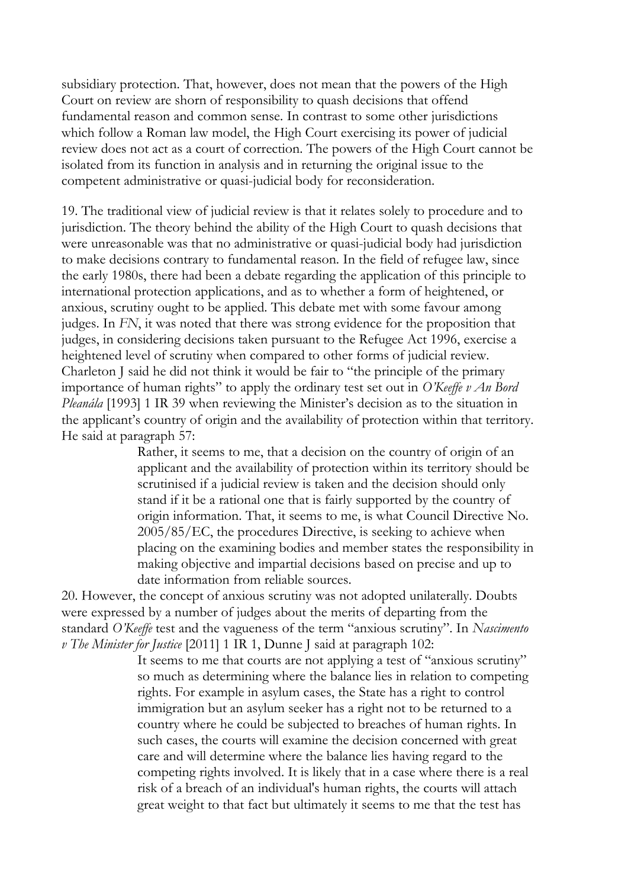subsidiary protection. That, however, does not mean that the powers of the High Court on review are shorn of responsibility to quash decisions that offend fundamental reason and common sense. In contrast to some other jurisdictions which follow a Roman law model, the High Court exercising its power of judicial review does not act as a court of correction. The powers of the High Court cannot be isolated from its function in analysis and in returning the original issue to the competent administrative or quasi-judicial body for reconsideration.

19. The traditional view of judicial review is that it relates solely to procedure and to jurisdiction. The theory behind the ability of the High Court to quash decisions that were unreasonable was that no administrative or quasi-judicial body had jurisdiction to make decisions contrary to fundamental reason. In the field of refugee law, since the early 1980s, there had been a debate regarding the application of this principle to international protection applications, and as to whether a form of heightened, or anxious, scrutiny ought to be applied. This debate met with some favour among judges. In *FN*, it was noted that there was strong evidence for the proposition that judges, in considering decisions taken pursuant to the Refugee Act 1996, exercise a heightened level of scrutiny when compared to other forms of judicial review. Charleton J said he did not think it would be fair to "the principle of the primary importance of human rights" to apply the ordinary test set out in *O'Keeffe v An Bord Pleanála* [1993] 1 IR 39 when reviewing the Minister's decision as to the situation in the applicant's country of origin and the availability of protection within that territory. He said at paragraph 57:

> Rather, it seems to me, that a decision on the country of origin of an applicant and the availability of protection within its territory should be scrutinised if a judicial review is taken and the decision should only stand if it be a rational one that is fairly supported by the country of origin information. That, it seems to me, is what Council Directive No. 2005/85/EC, the procedures Directive, is seeking to achieve when placing on the examining bodies and member states the responsibility in making objective and impartial decisions based on precise and up to date information from reliable sources.

20. However, the concept of anxious scrutiny was not adopted unilaterally. Doubts were expressed by a number of judges about the merits of departing from the standard *O'Keeffe* test and the vagueness of the term "anxious scrutiny". In *Nascimento v The Minister for Justice* [2011] 1 IR 1, Dunne J said at paragraph 102:

> It seems to me that courts are not applying a test of "anxious scrutiny" so much as determining where the balance lies in relation to competing rights. For example in asylum cases, the State has a right to control immigration but an asylum seeker has a right not to be returned to a country where he could be subjected to breaches of human rights. In such cases, the courts will examine the decision concerned with great care and will determine where the balance lies having regard to the competing rights involved. It is likely that in a case where there is a real risk of a breach of an individual's human rights, the courts will attach great weight to that fact but ultimately it seems to me that the test has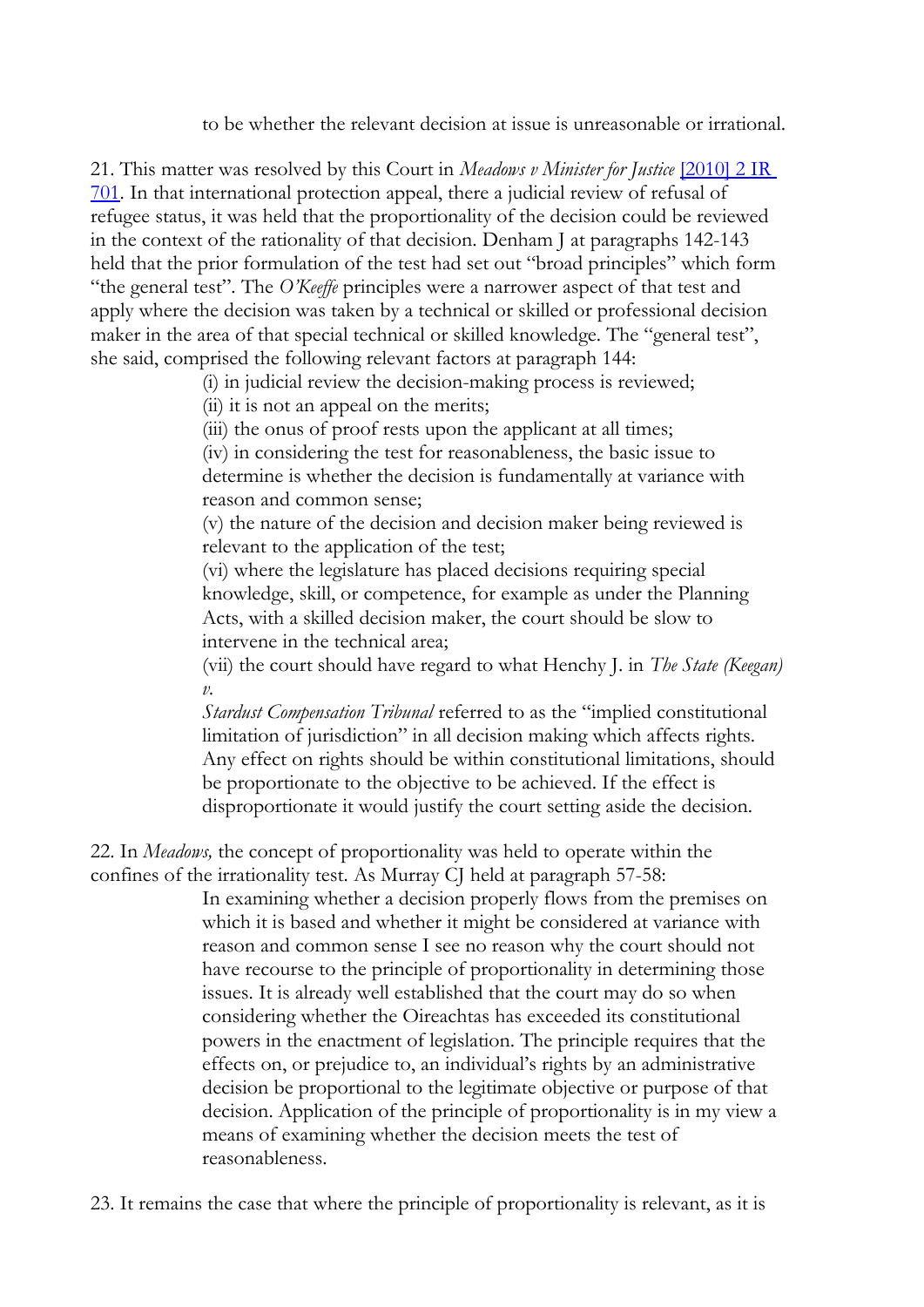to be whether the relevant decision at issue is unreasonable or irrational.

21. This matter was resolved by this Court in *Meadows v Minister for Justice* [2010] 2 IR 701. In that international protection appeal, there a judicial review of refusal of refugee status, it was held that the proportionality of the decision could be reviewed in the context of the rationality of that decision. Denham J at paragraphs 142-143 held that the prior formulation of the test had set out "broad principles" which form "the general test". The *O'Keeffe* principles were a narrower aspect of that test and apply where the decision was taken by a technical or skilled or professional decision maker in the area of that special technical or skilled knowledge. The "general test", she said, comprised the following relevant factors at paragraph 144:

> (i) in judicial review the decision-making process is reviewed;
>
> (ii) it is not an appeal on the merits;
>
> (iii) the onus of proof rests upon the applicant at all times;
>
> (iv) in considering the test for reasonableness, the basic issue to determine is whether the decision is fundamentally at variance with reason and common sense;
>
> (v) the nature of the decision and decision maker being reviewed is relevant to the application of the test;
>
> (vi) where the legislature has placed decisions requiring special knowledge, skill, or competence, for example as under the Planning Acts, with a skilled decision maker, the court should be slow to intervene in the technical area;
>
> (vii) the court should have regard to what Henchy J. in *The State (Keegan) v. Stardust Compensation Tribunal* referred to as the "implied constitutional limitation of jurisdiction" in all decision making which affects rights. Any effect on rights should be within constitutional limitations, should be proportionate to the objective to be achieved. If the effect is disproportionate it would justify the court setting aside the decision.

22. In *Meadows,* the concept of proportionality was held to operate within the confines of the irrationality test. As Murray CJ held at paragraph 57-58:

> In examining whether a decision properly flows from the premises on which it is based and whether it might be considered at variance with reason and common sense I see no reason why the court should not have recourse to the principle of proportionality in determining those issues. It is already well established that the court may do so when considering whether the Oireachtas has exceeded its constitutional powers in the enactment of legislation. The principle requires that the effects on, or prejudice to, an individual's rights by an administrative decision be proportional to the legitimate objective or purpose of that decision. Application of the principle of proportionality is in my view a means of examining whether the decision meets the test of reasonableness.

23. It remains the case that where the principle of proportionality is relevant, as it is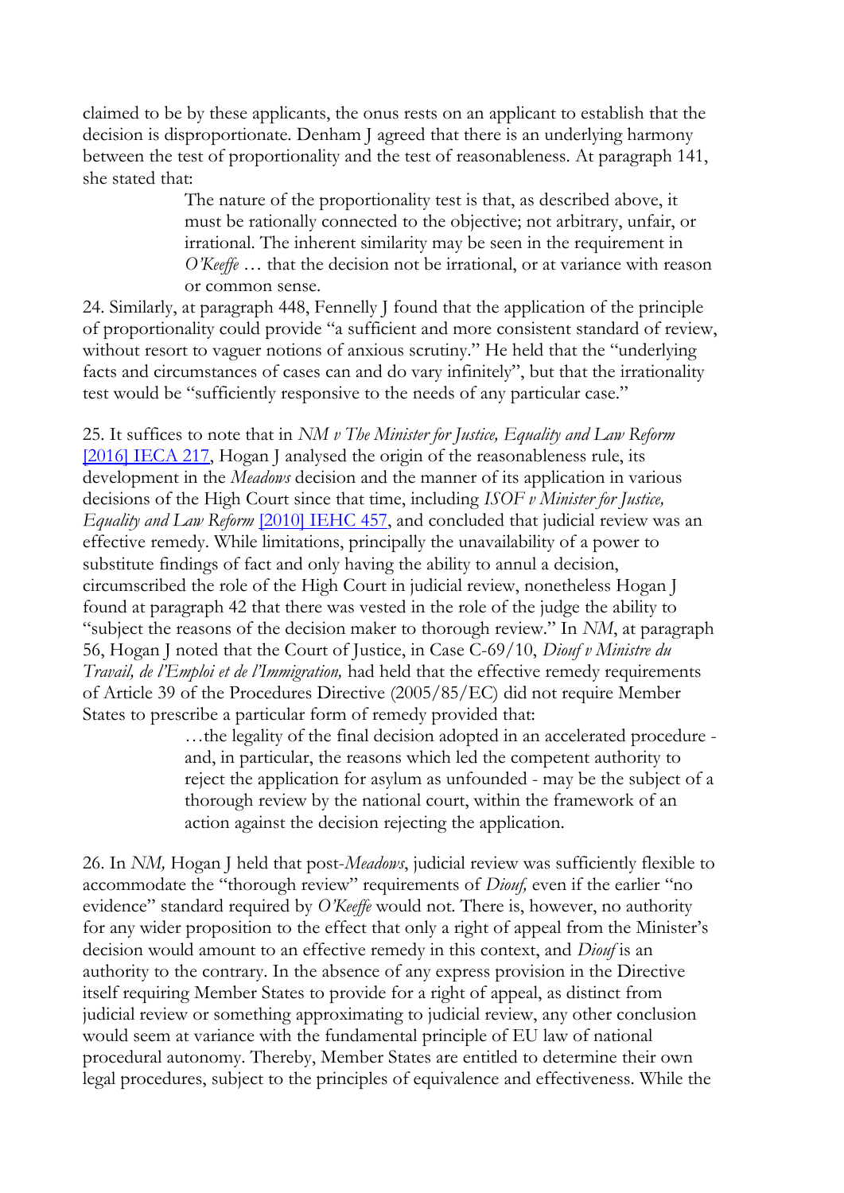claimed to be by these applicants, the onus rests on an applicant to establish that the decision is disproportionate. Denham J agreed that there is an underlying harmony between the test of proportionality and the test of reasonableness. At paragraph 141, she stated that:

> The nature of the proportionality test is that, as described above, it must be rationally connected to the objective; not arbitrary, unfair, or irrational. The inherent similarity may be seen in the requirement in *O'Keeffe* … that the decision not be irrational, or at variance with reason or common sense.

24. Similarly, at paragraph 448, Fennelly J found that the application of the principle of proportionality could provide "a sufficient and more consistent standard of review, without resort to vaguer notions of anxious scrutiny." He held that the "underlying facts and circumstances of cases can and do vary infinitely", but that the irrationality test would be "sufficiently responsive to the needs of any particular case."

25. It suffices to note that in *NM v The Minister for Justice, Equality and Law Reform* [2016] IECA 217, Hogan J analysed the origin of the reasonableness rule, its development in the *Meadows* decision and the manner of its application in various decisions of the High Court since that time, including *ISOF v Minister for Justice, Equality and Law Reform* [2010] IEHC 457, and concluded that judicial review was an effective remedy. While limitations, principally the unavailability of a power to substitute findings of fact and only having the ability to annul a decision, circumscribed the role of the High Court in judicial review, nonetheless Hogan J found at paragraph 42 that there was vested in the role of the judge the ability to "subject the reasons of the decision maker to thorough review." In *NM*, at paragraph 56, Hogan J noted that the Court of Justice, in Case C-69/10, *Diouf v Ministre du Travail, de l'Emploi et de l'Immigration,* had held that the effective remedy requirements of Article 39 of the Procedures Directive (2005/85/EC) did not require Member States to prescribe a particular form of remedy provided that:

> …the legality of the final decision adopted in an accelerated procedure - and, in particular, the reasons which led the competent authority to reject the application for asylum as unfounded - may be the subject of a thorough review by the national court, within the framework of an action against the decision rejecting the application.

26. In *NM,* Hogan J held that post-*Meadows*, judicial review was sufficiently flexible to accommodate the "thorough review" requirements of *Diouf,* even if the earlier "no evidence" standard required by *O'Keeffe* would not. There is, however, no authority for any wider proposition to the effect that only a right of appeal from the Minister's decision would amount to an effective remedy in this context, and *Diouf* is an authority to the contrary. In the absence of any express provision in the Directive itself requiring Member States to provide for a right of appeal, as distinct from judicial review or something approximating to judicial review, any other conclusion would seem at variance with the fundamental principle of EU law of national procedural autonomy. Thereby, Member States are entitled to determine their own legal procedures, subject to the principles of equivalence and effectiveness. While the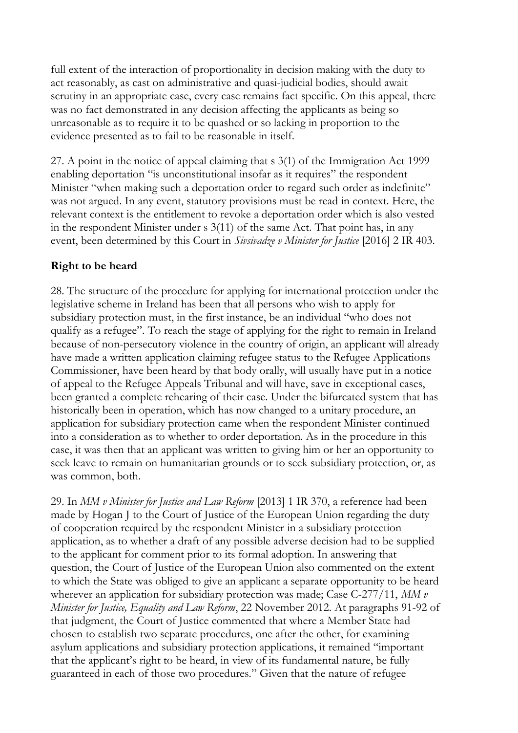full extent of the interaction of proportionality in decision making with the duty to act reasonably, as cast on administrative and quasi-judicial bodies, should await scrutiny in an appropriate case, every case remains fact specific. On this appeal, there was no fact demonstrated in any decision affecting the applicants as being so unreasonable as to require it to be quashed or so lacking in proportion to the evidence presented as to fail to be reasonable in itself.

27. A point in the notice of appeal claiming that s 3(1) of the Immigration Act 1999 enabling deportation "is unconstitutional insofar as it requires" the respondent Minister "when making such a deportation order to regard such order as indefinite" was not argued. In any event, statutory provisions must be read in context. Here, the relevant context is the entitlement to revoke a deportation order which is also vested in the respondent Minister under s 3(11) of the same Act. That point has, in any event, been determined by this Court in *Sivsivadze v Minister for Justice* [2016] 2 IR 403.

**Right to be heard**

28. The structure of the procedure for applying for international protection under the legislative scheme in Ireland has been that all persons who wish to apply for subsidiary protection must, in the first instance, be an individual "who does not qualify as a refugee". To reach the stage of applying for the right to remain in Ireland because of non-persecutory violence in the country of origin, an applicant will already have made a written application claiming refugee status to the Refugee Applications Commissioner, have been heard by that body orally, will usually have put in a notice of appeal to the Refugee Appeals Tribunal and will have, save in exceptional cases, been granted a complete rehearing of their case. Under the bifurcated system that has historically been in operation, which has now changed to a unitary procedure, an application for subsidiary protection came when the respondent Minister continued into a consideration as to whether to order deportation. As in the procedure in this case, it was then that an applicant was written to giving him or her an opportunity to seek leave to remain on humanitarian grounds or to seek subsidiary protection, or, as was common, both.

29. In *MM v Minister for Justice and Law Reform* [2013] 1 IR 370, a reference had been made by Hogan J to the Court of Justice of the European Union regarding the duty of cooperation required by the respondent Minister in a subsidiary protection application, as to whether a draft of any possible adverse decision had to be supplied to the applicant for comment prior to its formal adoption. In answering that question, the Court of Justice of the European Union also commented on the extent to which the State was obliged to give an applicant a separate opportunity to be heard wherever an application for subsidiary protection was made; Case C-277/11, *MM v Minister for Justice, Equality and Law Reform*, 22 November 2012. At paragraphs 91-92 of that judgment, the Court of Justice commented that where a Member State had chosen to establish two separate procedures, one after the other, for examining asylum applications and subsidiary protection applications, it remained "important that the applicant's right to be heard, in view of its fundamental nature, be fully guaranteed in each of those two procedures." Given that the nature of refugee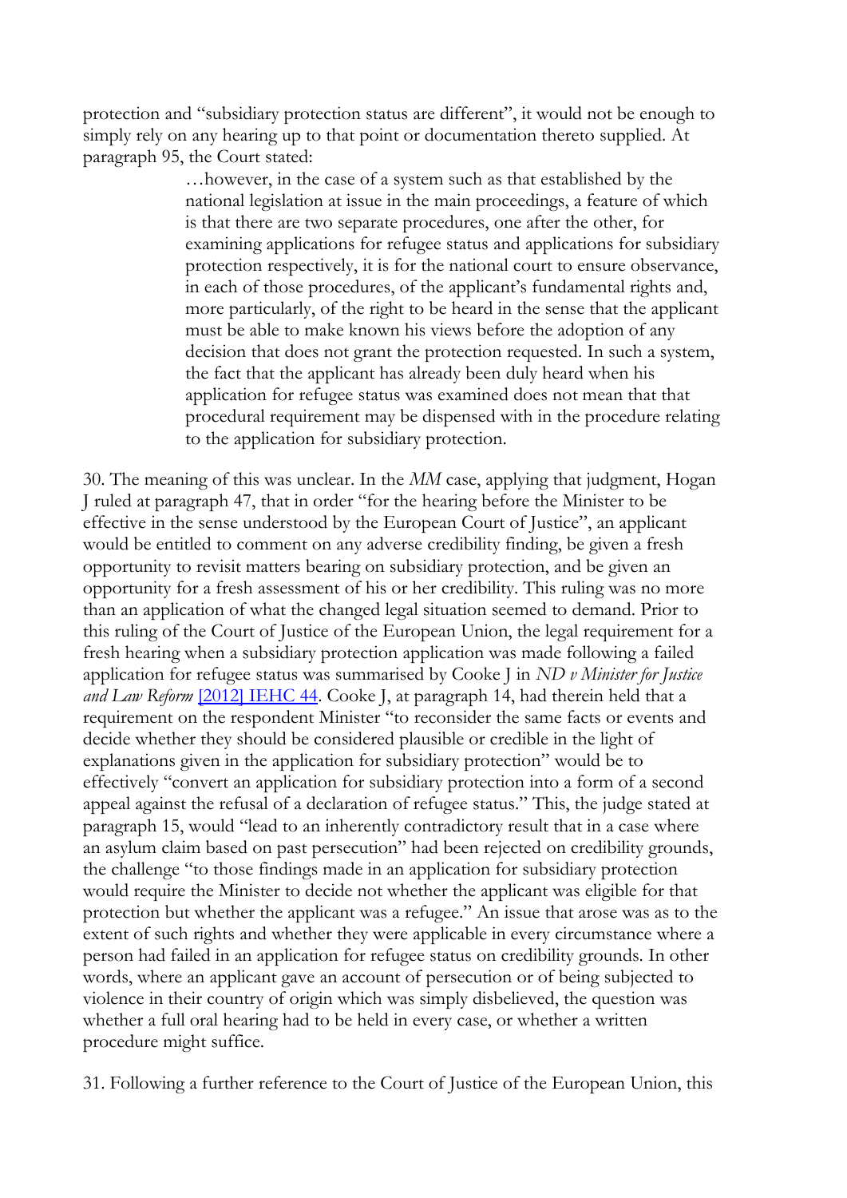protection and "subsidiary protection status are different", it would not be enough to simply rely on any hearing up to that point or documentation thereto supplied. At paragraph 95, the Court stated:

> …however, in the case of a system such as that established by the national legislation at issue in the main proceedings, a feature of which is that there are two separate procedures, one after the other, for examining applications for refugee status and applications for subsidiary protection respectively, it is for the national court to ensure observance, in each of those procedures, of the applicant's fundamental rights and, more particularly, of the right to be heard in the sense that the applicant must be able to make known his views before the adoption of any decision that does not grant the protection requested. In such a system, the fact that the applicant has already been duly heard when his application for refugee status was examined does not mean that that procedural requirement may be dispensed with in the procedure relating to the application for subsidiary protection.

30. The meaning of this was unclear. In the *MM* case, applying that judgment, Hogan J ruled at paragraph 47, that in order "for the hearing before the Minister to be effective in the sense understood by the European Court of Justice", an applicant would be entitled to comment on any adverse credibility finding, be given a fresh opportunity to revisit matters bearing on subsidiary protection, and be given an opportunity for a fresh assessment of his or her credibility. This ruling was no more than an application of what the changed legal situation seemed to demand. Prior to this ruling of the Court of Justice of the European Union, the legal requirement for a fresh hearing when a subsidiary protection application was made following a failed application for refugee status was summarised by Cooke J in *ND v Minister for Justice and Law Reform* [2012] IEHC 44. Cooke J, at paragraph 14, had therein held that a requirement on the respondent Minister "to reconsider the same facts or events and decide whether they should be considered plausible or credible in the light of explanations given in the application for subsidiary protection" would be to effectively "convert an application for subsidiary protection into a form of a second appeal against the refusal of a declaration of refugee status." This, the judge stated at paragraph 15, would "lead to an inherently contradictory result that in a case where an asylum claim based on past persecution" had been rejected on credibility grounds, the challenge "to those findings made in an application for subsidiary protection would require the Minister to decide not whether the applicant was eligible for that protection but whether the applicant was a refugee." An issue that arose was as to the extent of such rights and whether they were applicable in every circumstance where a person had failed in an application for refugee status on credibility grounds. In other words, where an applicant gave an account of persecution or of being subjected to violence in their country of origin which was simply disbelieved, the question was whether a full oral hearing had to be held in every case, or whether a written procedure might suffice.

31. Following a further reference to the Court of Justice of the European Union, this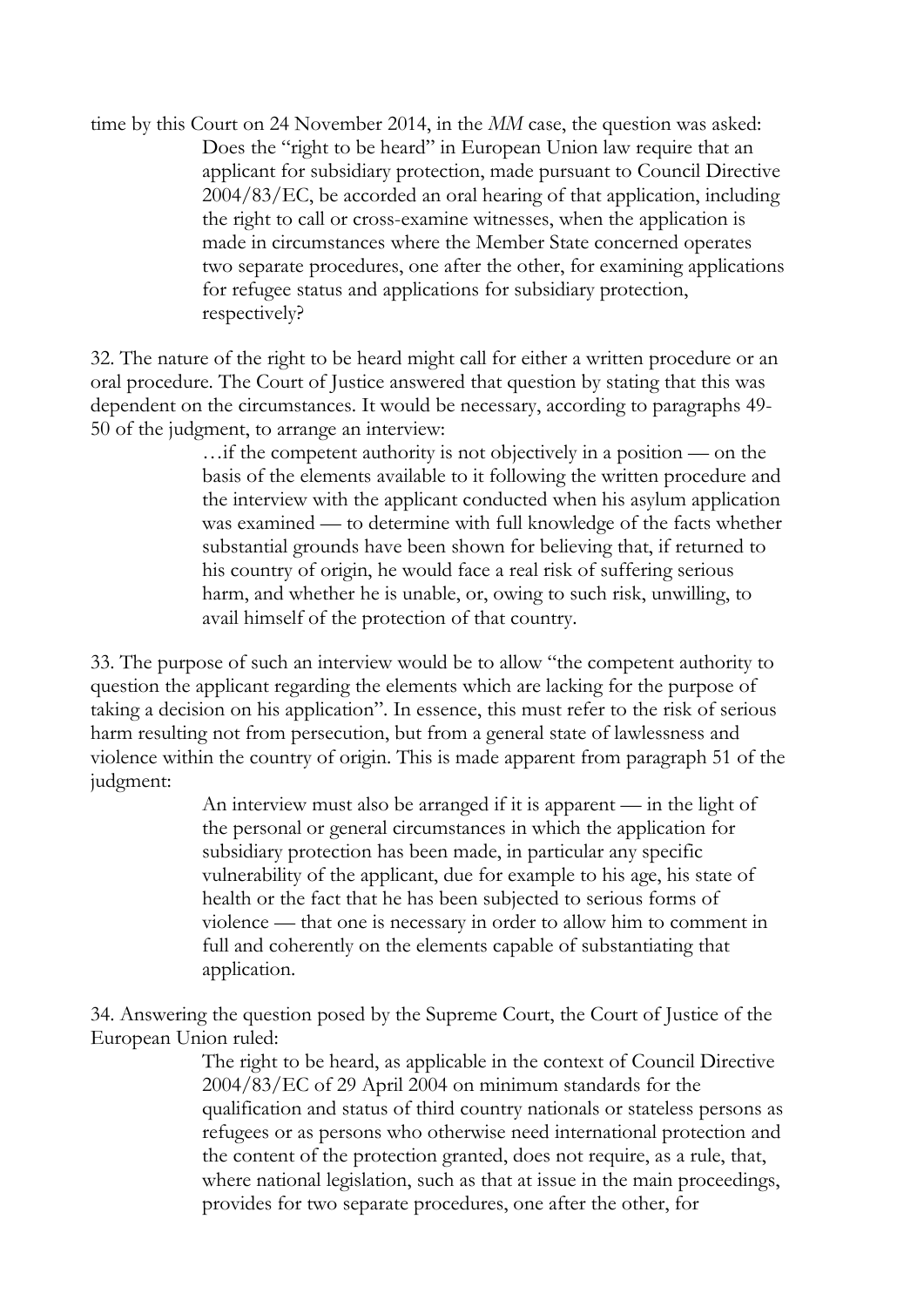time by this Court on 24 November 2014, in the *MM* case, the question was asked:

> Does the "right to be heard" in European Union law require that an applicant for subsidiary protection, made pursuant to Council Directive 2004/83/EC, be accorded an oral hearing of that application, including the right to call or cross-examine witnesses, when the application is made in circumstances where the Member State concerned operates two separate procedures, one after the other, for examining applications for refugee status and applications for subsidiary protection, respectively?

32. The nature of the right to be heard might call for either a written procedure or an oral procedure. The Court of Justice answered that question by stating that this was dependent on the circumstances. It would be necessary, according to paragraphs 49-50 of the judgment, to arrange an interview:

> …if the competent authority is not objectively in a position — on the basis of the elements available to it following the written procedure and the interview with the applicant conducted when his asylum application was examined — to determine with full knowledge of the facts whether substantial grounds have been shown for believing that, if returned to his country of origin, he would face a real risk of suffering serious harm, and whether he is unable, or, owing to such risk, unwilling, to avail himself of the protection of that country.

33. The purpose of such an interview would be to allow "the competent authority to question the applicant regarding the elements which are lacking for the purpose of taking a decision on his application". In essence, this must refer to the risk of serious harm resulting not from persecution, but from a general state of lawlessness and violence within the country of origin. This is made apparent from paragraph 51 of the judgment:

> An interview must also be arranged if it is apparent — in the light of the personal or general circumstances in which the application for subsidiary protection has been made, in particular any specific vulnerability of the applicant, due for example to his age, his state of health or the fact that he has been subjected to serious forms of violence — that one is necessary in order to allow him to comment in full and coherently on the elements capable of substantiating that application.

34. Answering the question posed by the Supreme Court, the Court of Justice of the European Union ruled:

> The right to be heard, as applicable in the context of Council Directive 2004/83/EC of 29 April 2004 on minimum standards for the qualification and status of third country nationals or stateless persons as refugees or as persons who otherwise need international protection and the content of the protection granted, does not require, as a rule, that, where national legislation, such as that at issue in the main proceedings, provides for two separate procedures, one after the other, for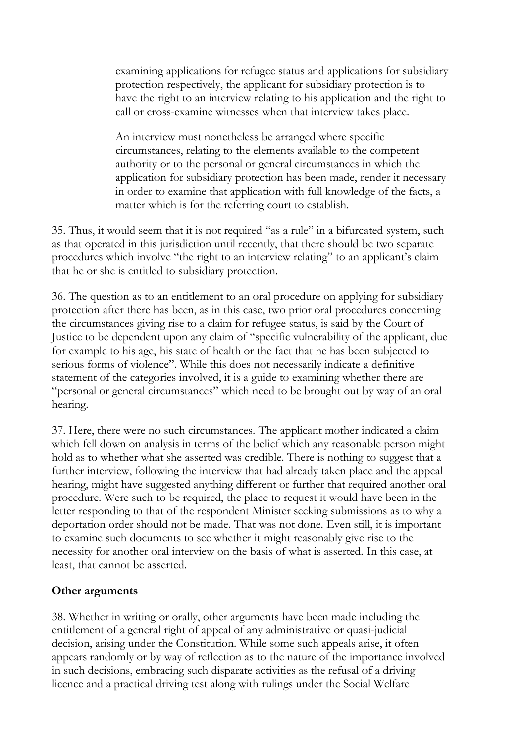> examining applications for refugee status and applications for subsidiary protection respectively, the applicant for subsidiary protection is to have the right to an interview relating to his application and the right to call or cross-examine witnesses when that interview takes place.
>
> An interview must nonetheless be arranged where specific circumstances, relating to the elements available to the competent authority or to the personal or general circumstances in which the application for subsidiary protection has been made, render it necessary in order to examine that application with full knowledge of the facts, a matter which is for the referring court to establish.

35. Thus, it would seem that it is not required "as a rule" in a bifurcated system, such as that operated in this jurisdiction until recently, that there should be two separate procedures which involve "the right to an interview relating" to an applicant's claim that he or she is entitled to subsidiary protection.

36. The question as to an entitlement to an oral procedure on applying for subsidiary protection after there has been, as in this case, two prior oral procedures concerning the circumstances giving rise to a claim for refugee status, is said by the Court of Justice to be dependent upon any claim of "specific vulnerability of the applicant, due for example to his age, his state of health or the fact that he has been subjected to serious forms of violence". While this does not necessarily indicate a definitive statement of the categories involved, it is a guide to examining whether there are "personal or general circumstances" which need to be brought out by way of an oral hearing.

37. Here, there were no such circumstances. The applicant mother indicated a claim which fell down on analysis in terms of the belief which any reasonable person might hold as to whether what she asserted was credible. There is nothing to suggest that a further interview, following the interview that had already taken place and the appeal hearing, might have suggested anything different or further that required another oral procedure. Were such to be required, the place to request it would have been in the letter responding to that of the respondent Minister seeking submissions as to why a deportation order should not be made. That was not done. Even still, it is important to examine such documents to see whether it might reasonably give rise to the necessity for another oral interview on the basis of what is asserted. In this case, at least, that cannot be asserted.

**Other arguments**

38. Whether in writing or orally, other arguments have been made including the entitlement of a general right of appeal of any administrative or quasi-judicial decision, arising under the Constitution. While some such appeals arise, it often appears randomly or by way of reflection as to the nature of the importance involved in such decisions, embracing such disparate activities as the refusal of a driving licence and a practical driving test along with rulings under the Social Welfare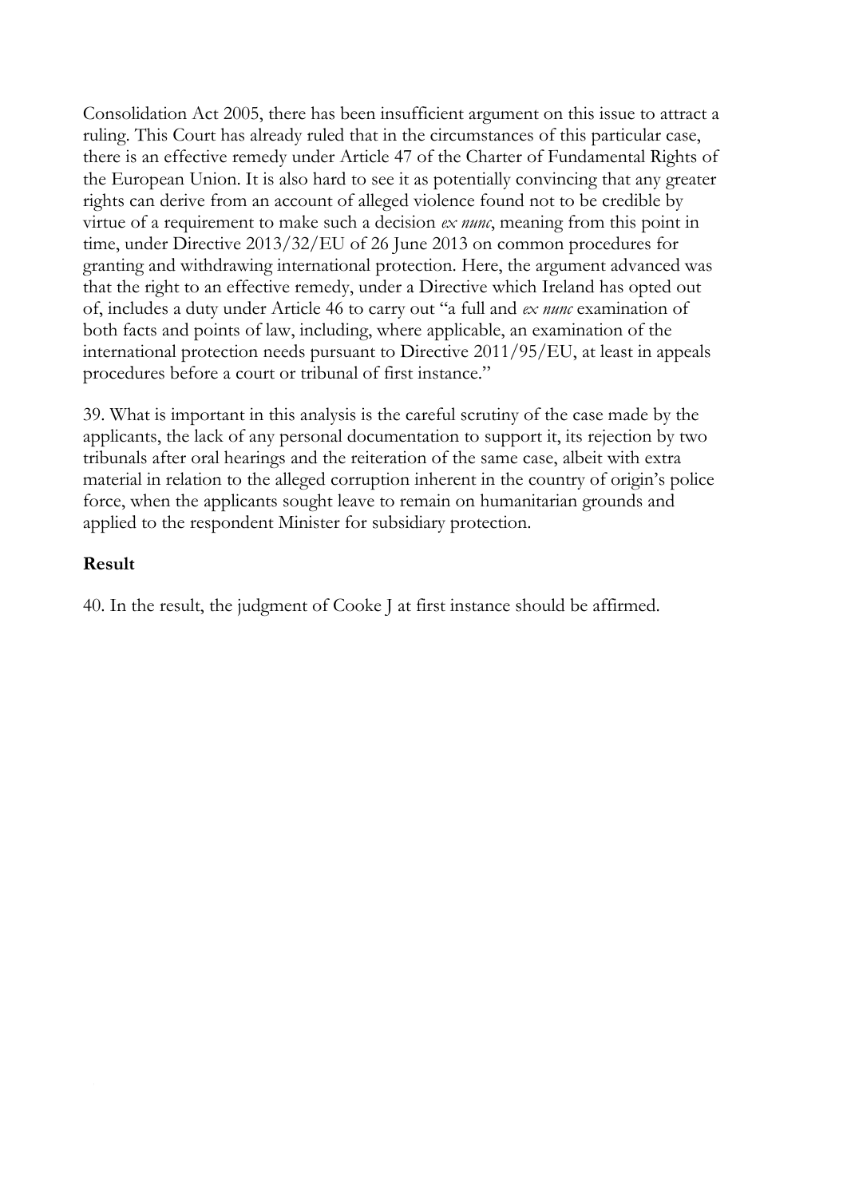Consolidation Act 2005, there has been insufficient argument on this issue to attract a ruling. This Court has already ruled that in the circumstances of this particular case, there is an effective remedy under Article 47 of the Charter of Fundamental Rights of the European Union. It is also hard to see it as potentially convincing that any greater rights can derive from an account of alleged violence found not to be credible by virtue of a requirement to make such a decision *ex nunc*, meaning from this point in time, under Directive 2013/32/EU of 26 June 2013 on common procedures for granting and withdrawing international protection. Here, the argument advanced was that the right to an effective remedy, under a Directive which Ireland has opted out of, includes a duty under Article 46 to carry out "a full and *ex nunc* examination of both facts and points of law, including, where applicable, an examination of the international protection needs pursuant to Directive 2011/95/EU, at least in appeals procedures before a court or tribunal of first instance."

39. What is important in this analysis is the careful scrutiny of the case made by the applicants, the lack of any personal documentation to support it, its rejection by two tribunals after oral hearings and the reiteration of the same case, albeit with extra material in relation to the alleged corruption inherent in the country of origin's police force, when the applicants sought leave to remain on humanitarian grounds and applied to the respondent Minister for subsidiary protection.

**Result**

40. In the result, the judgment of Cooke J at first instance should be affirmed.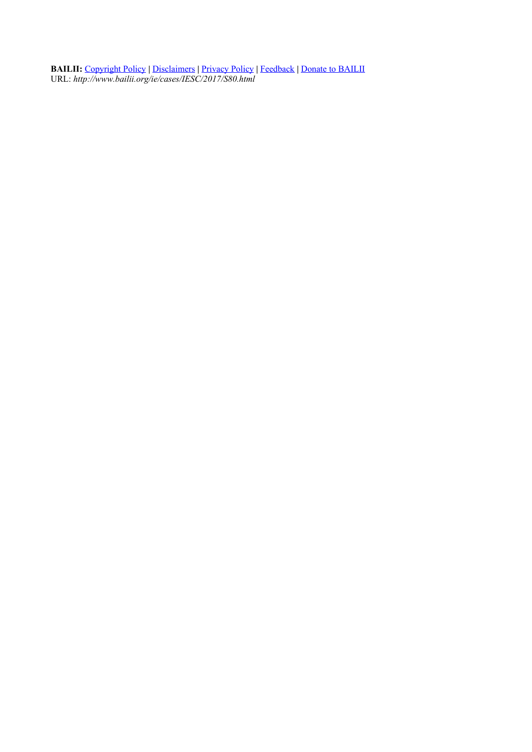**BAILII:** Copyright Policy | Disclaimers | Privacy Policy | Feedback | Donate to BAILII
URL: *http://www.bailii.org/ie/cases/IESC/2017/S80.html*